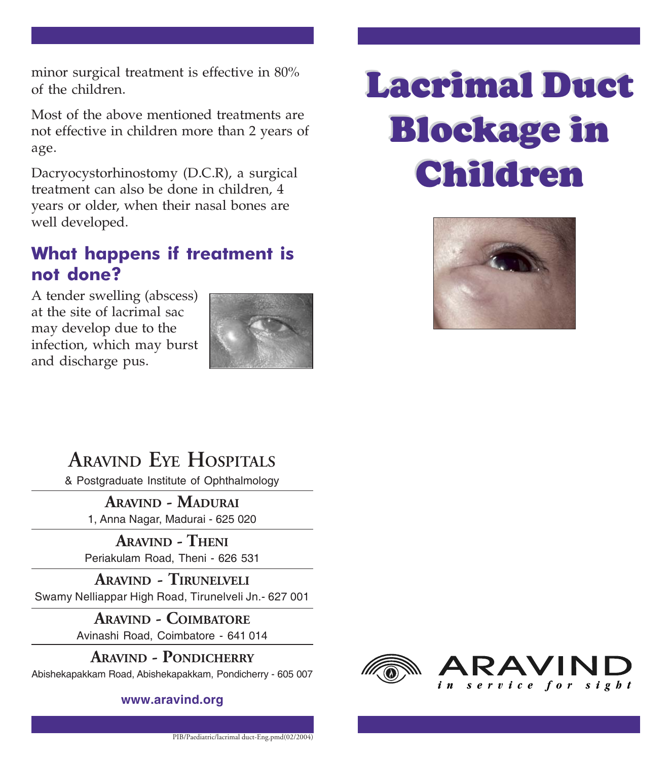minor surgical treatment is effective in 80% of the children.

Most of the above mentioned treatments are not effective in children more than 2 years of age.

Dacryocystorhinostomy (D.C.R), a surgical treatment can also be done in children, 4 years or older, when their nasal bones are well developed.

## What happens if treatment is not done?

A tender swelling (abscess) at the site of lacrimal sac may develop due to the infection, which may burst and discharge pus.

## Aravind Eye Hospitals

& Postgraduate Institute of Ophthalmology

**Aravind - Madurai**
1, Anna Nagar, Madurai - 625 020

**Aravind - Theni**
Periakulam Road, Theni - 626 531

**Aravind - Tirunelveli**
Swamy Nelliappar High Road, Tirunelveli Jn.- 627 001

**Aravind - Coimbatore**
Avinashi Road, Coimbatore - 641 014

**Aravind - Pondicherry**
Abishekapakkam Road, Abishekapakkam, Pondicherry - 605 007

**www.aravind.org**

PIB/Paediatric/lacrimal duct-Eng.pmd(02/2004)

# Lacrimal Duct Blockage in Children

ARAVIND
*in service for sight*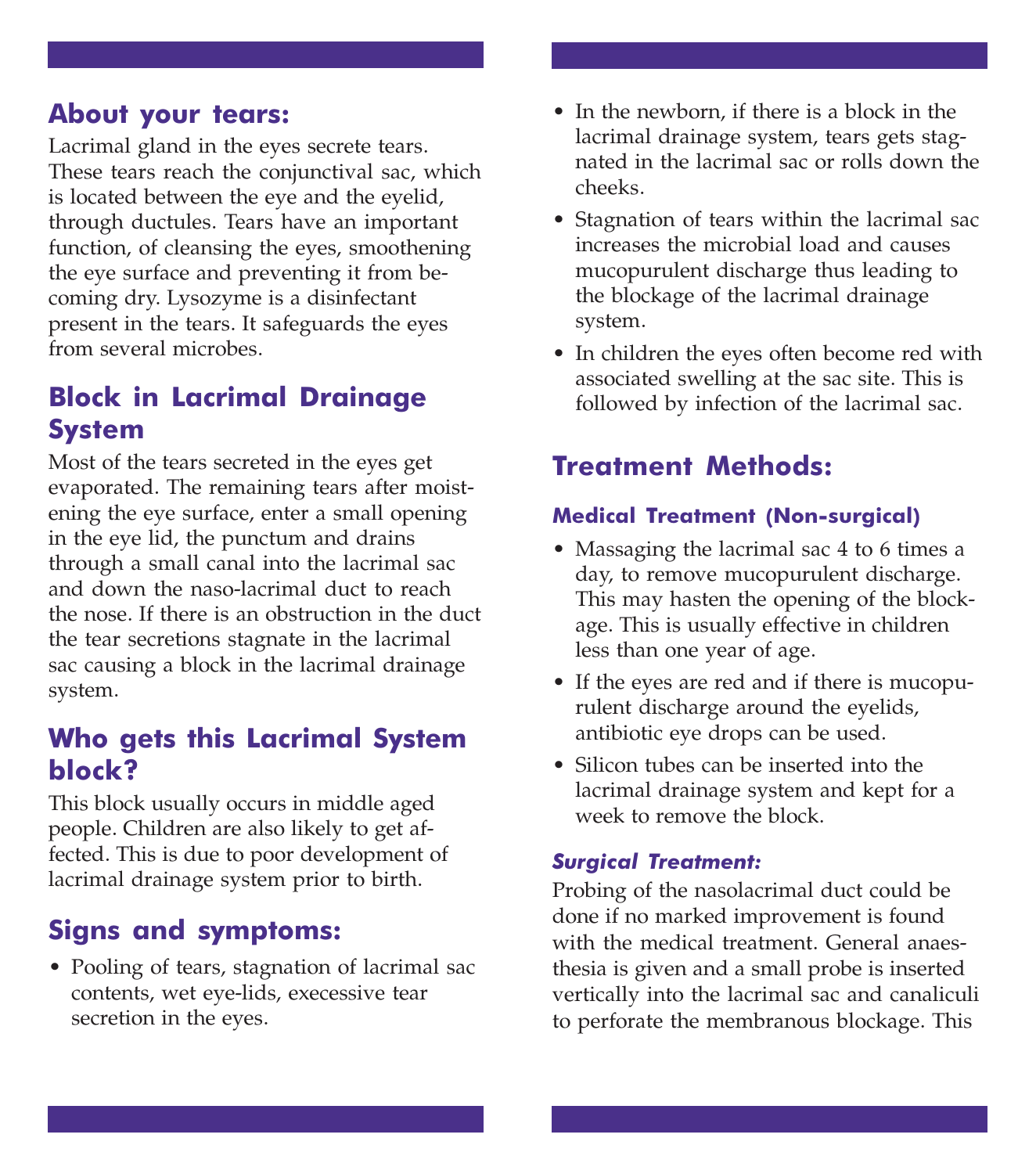## About your tears:

Lacrimal gland in the eyes secrete tears. These tears reach the conjunctival sac, which is located between the eye and the eyelid, through ductules. Tears have an important function, of cleansing the eyes, smoothening the eye surface and preventing it from becoming dry. Lysozyme is a disinfectant present in the tears. It safeguards the eyes from several microbes.

## Block in Lacrimal Drainage System

Most of the tears secreted in the eyes get evaporated. The remaining tears after moistening the eye surface, enter a small opening in the eye lid, the punctum and drains through a small canal into the lacrimal sac and down the naso-lacrimal duct to reach the nose. If there is an obstruction in the duct the tear secretions stagnate in the lacrimal sac causing a block in the lacrimal drainage system.

## Who gets this Lacrimal System block?

This block usually occurs in middle aged people. Children are also likely to get affected. This is due to poor development of lacrimal drainage system prior to birth.

## Signs and symptoms:

- Pooling of tears, stagnation of lacrimal sac contents, wet eye-lids, execessive tear secretion in the eyes.
- In the newborn, if there is a block in the lacrimal drainage system, tears gets stagnated in the lacrimal sac or rolls down the cheeks.
- Stagnation of tears within the lacrimal sac increases the microbial load and causes mucopurulent discharge thus leading to the blockage of the lacrimal drainage system.
- In children the eyes often become red with associated swelling at the sac site. This is followed by infection of the lacrimal sac.

## Treatment Methods:

### Medical Treatment (Non-surgical)

- Massaging the lacrimal sac 4 to 6 times a day, to remove mucopurulent discharge. This may hasten the opening of the blockage. This is usually effective in children less than one year of age.
- If the eyes are red and if there is mucopurulent discharge around the eyelids, antibiotic eye drops can be used.
- Silicon tubes can be inserted into the lacrimal drainage system and kept for a week to remove the block.

### *Surgical Treatment:*

Probing of the nasolacrimal duct could be done if no marked improvement is found with the medical treatment. General anaesthesia is given and a small probe is inserted vertically into the lacrimal sac and canaliculi to perforate the membranous blockage. This